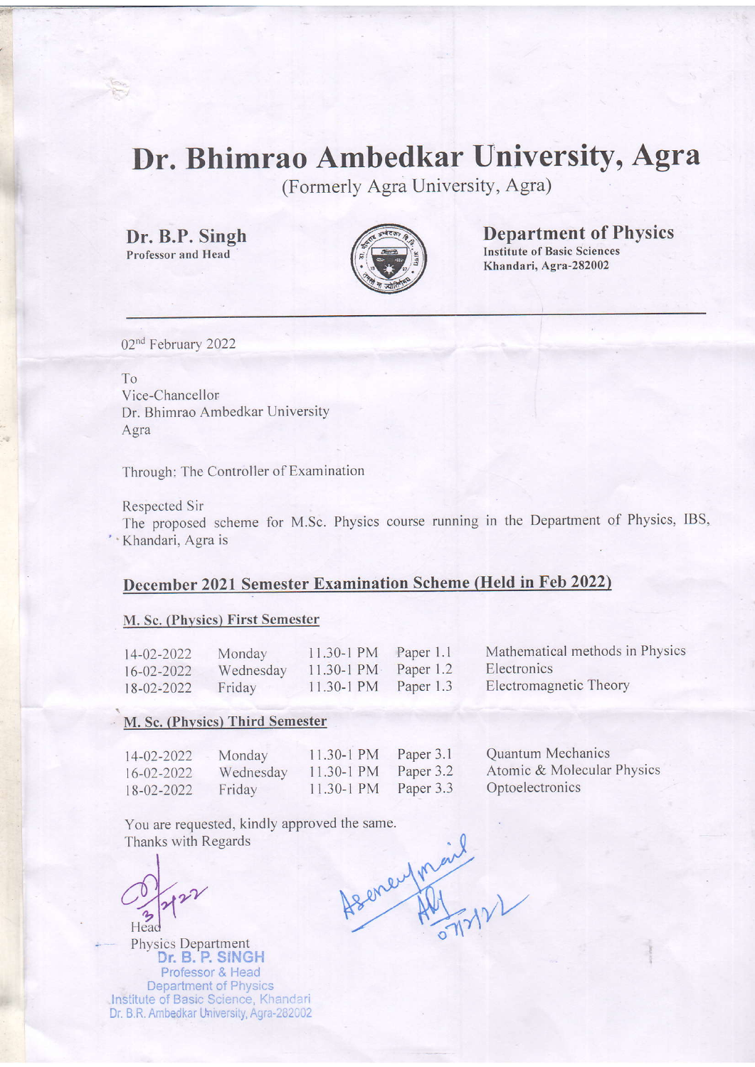# Dr. Bhimrao Ambedkar University, Agra

(Formerly Agra University, Agra)

**Dr. B.P. Singh**
Professor and Head

**Department of Physics**
Institute of Basic Sciences
Khandari, Agra-282002

02nd February 2022

To
Vice-Chancellor
Dr. Bhimrao Ambedkar University
Agra

Through: The Controller of Examination

Respected Sir

The proposed scheme for M.Sc. Physics course running in the Department of Physics, IBS, Khandari, Agra is

## December 2021 Semester Examination Scheme (Held in Feb 2022)

### M. Sc. (Physics) First Semester

| | | | | |
|---|---|---|---|---|
| 14-02-2022 | Monday | 11.30-1 PM | Paper 1.1 | Mathematical methods in Physics |
| 16-02-2022 | Wednesday | 11.30-1 PM | Paper 1.2 | Electronics |
| 18-02-2022 | Friday | 11.30-1 PM | Paper 1.3 | Electromagnetic Theory |

### M. Sc. (Physics) Third Semester

| | | | | |
|---|---|---|---|---|
| 14-02-2022 | Monday | 11.30-1 PM | Paper 3.1 | Quantum Mechanics |
| 16-02-2022 | Wednesday | 11.30-1 PM | Paper 3.2 | Atomic & Molecular Physics |
| 18-02-2022 | Friday | 11.30-1 PM | Paper 3.3 | Optoelectronics |

You are requested, kindly approved the same.
Thanks with Regards

3/2/22

Head
Physics Department

Dr. B. P. SINGH
Professor & Head
Department of Physics
Institute of Basic Science, Khandari
Dr. B.R. Ambedkar University, Agra-282002

As per mail
07/2/22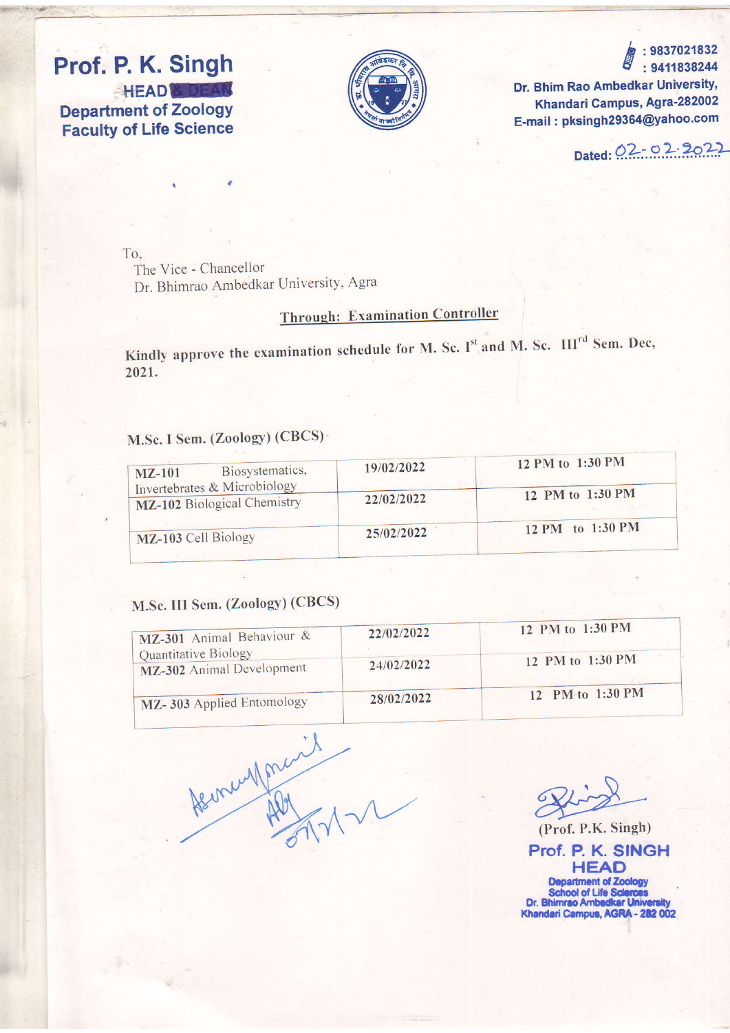**Prof. P. K. Singh**
HEAD & DEAN
Department of Zoology
Faculty of Life Science

: 9837021832
: 9411838244
Dr. Bhim Rao Ambedkar University,
Khandari Campus, Agra-282002
E-mail : pksingh29364@yahoo.com

Dated: 02-02-2022

To,
The Vice - Chancellor
Dr. Bhimrao Ambedkar University, Agra

Through: Examination Controller

Kindly approve the examination schedule for M. Sc. I[st] and M. Sc. III[rd] Sem. Dec, 2021.

**M.Sc. I Sem. (Zoology) (CBCS)**

| | | |
|---|---|---|
| MZ-101 Biosystematics, Invertebrates & Microbiology | 19/02/2022 | 12 PM to 1:30 PM |
| MZ-102 Biological Chemistry | 22/02/2022 | 12 PM to 1:30 PM |
| MZ-103 Cell Biology | 25/02/2022 | 12 PM to 1:30 PM |

**M.Sc. III Sem. (Zoology) (CBCS)**

| | | |
|---|---|---|
| MZ-301 Animal Behaviour & Quantitative Biology | 22/02/2022 | 12 PM to 1:30 PM |
| MZ-302 Animal Development | 24/02/2022 | 12 PM to 1:30 PM |
| MZ- 303 Applied Entomology | 28/02/2022 | 12 PM to 1:30 PM |

Recommended
Ag
07/2/22

(Prof. P.K. Singh)
Prof. P. K. SINGH
HEAD
Department of Zoology
School of Life Sciences
Dr. Bhimrao Ambedkar University
Khandari Campus, AGRA - 282 002